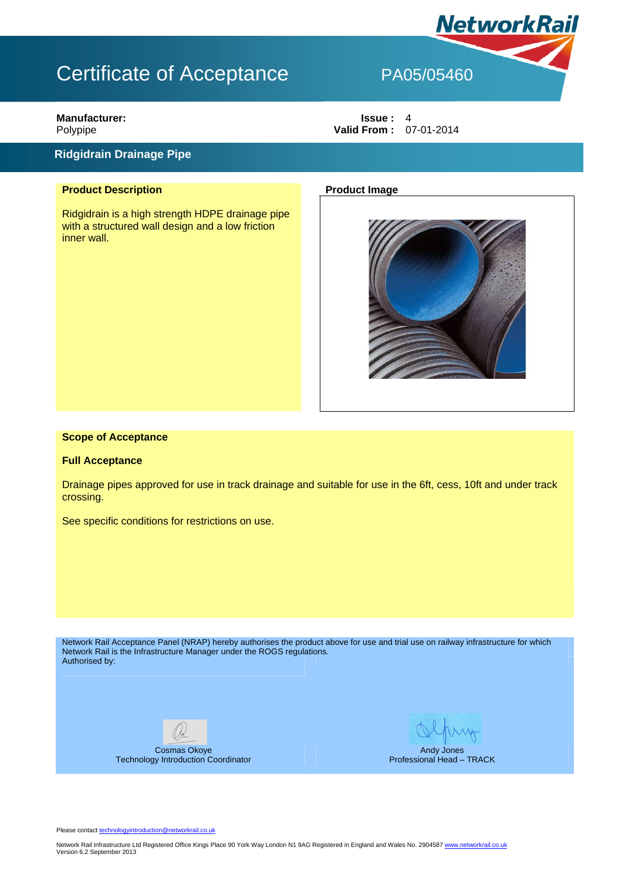# Certificate of Acceptance

PA05/05460

**Manufacturer:**
Polypipe

**Issue :** 4
**Valid From :** 07-01-2014

## Ridgidrain Drainage Pipe

### Product Description

Ridgidrain is a high strength HDPE drainage pipe with a structured wall design and a low friction inner wall.

### Product Image

### Scope of Acceptance

**Full Acceptance**

Drainage pipes approved for use in track drainage and suitable for use in the 6ft, cess, 10ft and under track crossing.

See specific conditions for restrictions on use.

Network Rail Acceptance Panel (NRAP) hereby authorises the product above for use and trial use on railway infrastructure for which Network Rail is the Infrastructure Manager under the ROGS regulations.
Authorised by:

Cosmas Okoye
Technology Introduction Coordinator

Andy Jones
Professional Head – TRACK

Please contact technologyintroduction@networkrail.co.uk

Network Rail Infrastructure Ltd Registered Office Kings Place 90 York Way London N1 9AG Registered in England and Wales No. 2904587 www.networkrail.co.uk
Version 6.2 September 2013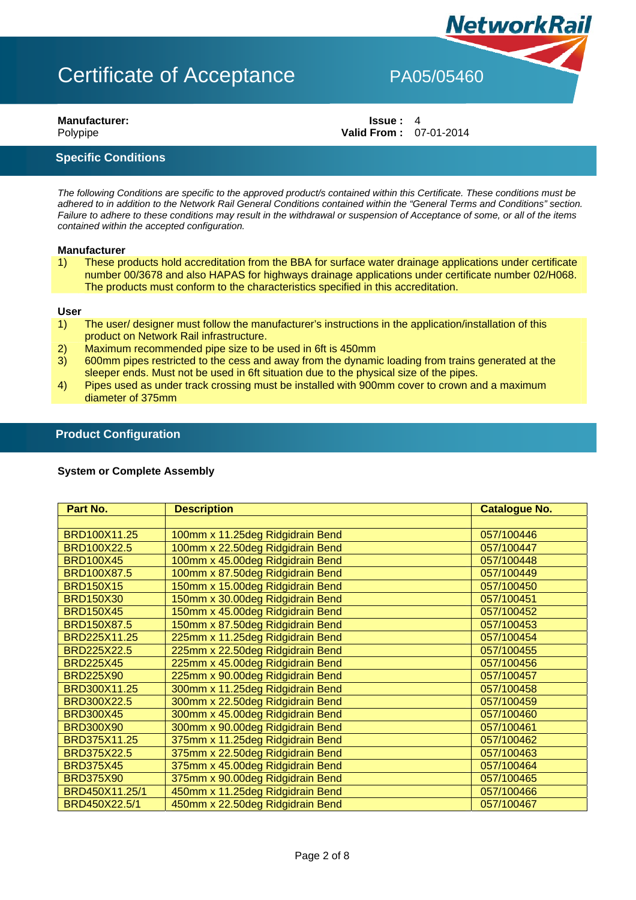# Certificate of Acceptance PA05/05460

**Manufacturer:**
Polypipe

**Issue :** 4
**Valid From :** 07-01-2014

## Specific Conditions

*The following Conditions are specific to the approved product/s contained within this Certificate. These conditions must be adhered to in addition to the Network Rail General Conditions contained within the "General Terms and Conditions" section. Failure to adhere to these conditions may result in the withdrawal or suspension of Acceptance of some, or all of the items contained within the accepted configuration.*

### Manufacturer

1) These products hold accreditation from the BBA for surface water drainage applications under certificate number 00/3678 and also HAPAS for highways drainage applications under certificate number 02/H068. The products must conform to the characteristics specified in this accreditation.

### User

1) The user/ designer must follow the manufacturer's instructions in the application/installation of this product on Network Rail infrastructure.
2) Maximum recommended pipe size to be used in 6ft is 450mm
3) 600mm pipes restricted to the cess and away from the dynamic loading from trains generated at the sleeper ends. Must not be used in 6ft situation due to the physical size of the pipes.
4) Pipes used as under track crossing must be installed with 900mm cover to crown and a maximum diameter of 375mm

## Product Configuration

**System or Complete Assembly**

| Part No. | Description | Catalogue No. |
|---|---|---|
| | | |
| BRD100X11.25 | 100mm x 11.25deg Ridgidrain Bend | 057/100446 |
| BRD100X22.5 | 100mm x 22.50deg Ridgidrain Bend | 057/100447 |
| BRD100X45 | 100mm x 45.00deg Ridgidrain Bend | 057/100448 |
| BRD100X87.5 | 100mm x 87.50deg Ridgidrain Bend | 057/100449 |
| BRD150X15 | 150mm x 15.00deg Ridgidrain Bend | 057/100450 |
| BRD150X30 | 150mm x 30.00deg Ridgidrain Bend | 057/100451 |
| BRD150X45 | 150mm x 45.00deg Ridgidrain Bend | 057/100452 |
| BRD150X87.5 | 150mm x 87.50deg Ridgidrain Bend | 057/100453 |
| BRD225X11.25 | 225mm x 11.25deg Ridgidrain Bend | 057/100454 |
| BRD225X22.5 | 225mm x 22.50deg Ridgidrain Bend | 057/100455 |
| BRD225X45 | 225mm x 45.00deg Ridgidrain Bend | 057/100456 |
| BRD225X90 | 225mm x 90.00deg Ridgidrain Bend | 057/100457 |
| BRD300X11.25 | 300mm x 11.25deg Ridgidrain Bend | 057/100458 |
| BRD300X22.5 | 300mm x 22.50deg Ridgidrain Bend | 057/100459 |
| BRD300X45 | 300mm x 45.00deg Ridgidrain Bend | 057/100460 |
| BRD300X90 | 300mm x 90.00deg Ridgidrain Bend | 057/100461 |
| BRD375X11.25 | 375mm x 11.25deg Ridgidrain Bend | 057/100462 |
| BRD375X22.5 | 375mm x 22.50deg Ridgidrain Bend | 057/100463 |
| BRD375X45 | 375mm x 45.00deg Ridgidrain Bend | 057/100464 |
| BRD375X90 | 375mm x 90.00deg Ridgidrain Bend | 057/100465 |
| BRD450X11.25/1 | 450mm x 11.25deg Ridgidrain Bend | 057/100466 |
| BRD450X22.5/1 | 450mm x 22.50deg Ridgidrain Bend | 057/100467 |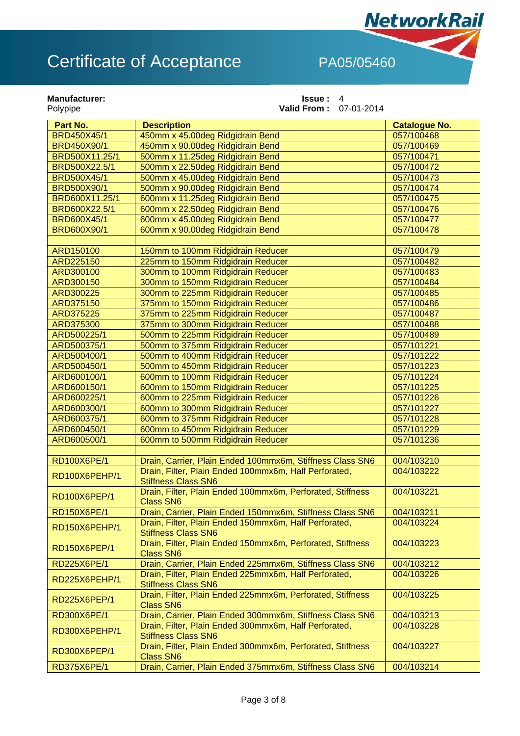# Certificate of Acceptance

PA05/05460

**Manufacturer:**
Polypipe

**Issue :** 4
**Valid From :** 07-01-2014

| Part No. | Description | Catalogue No. |
|---|---|---|
| BRD450X45/1 | 450mm x 45.00deg Ridgidrain Bend | 057/100468 |
| BRD450X90/1 | 450mm x 90.00deg Ridgidrain Bend | 057/100469 |
| BRD500X11.25/1 | 500mm x 11.25deg Ridgidrain Bend | 057/100471 |
| BRD500X22.5/1 | 500mm x 22.50deg Ridgidrain Bend | 057/100472 |
| BRD500X45/1 | 500mm x 45.00deg Ridgidrain Bend | 057/100473 |
| BRD500X90/1 | 500mm x 90.00deg Ridgidrain Bend | 057/100474 |
| BRD600X11.25/1 | 600mm x 11.25deg Ridgidrain Bend | 057/100475 |
| BRD600X22.5/1 | 600mm x 22.50deg Ridgidrain Bend | 057/100476 |
| BRD600X45/1 | 600mm x 45.00deg Ridgidrain Bend | 057/100477 |
| BRD600X90/1 | 600mm x 90.00deg Ridgidrain Bend | 057/100478 |
| | | |
| ARD150100 | 150mm to 100mm Ridgidrain Reducer | 057/100479 |
| ARD225150 | 225mm to 150mm Ridgidrain Reducer | 057/100482 |
| ARD300100 | 300mm to 100mm Ridgidrain Reducer | 057/100483 |
| ARD300150 | 300mm to 150mm Ridgidrain Reducer | 057/100484 |
| ARD300225 | 300mm to 225mm Ridgidrain Reducer | 057/100485 |
| ARD375150 | 375mm to 150mm Ridgidrain Reducer | 057/100486 |
| ARD375225 | 375mm to 225mm Ridgidrain Reducer | 057/100487 |
| ARD375300 | 375mm to 300mm Ridgidrain Reducer | 057/100488 |
| ARD500225/1 | 500mm to 225mm Ridgidrain Reducer | 057/100489 |
| ARD500375/1 | 500mm to 375mm Ridgidrain Reducer | 057/101221 |
| ARD500400/1 | 500mm to 400mm Ridgidrain Reducer | 057/101222 |
| ARD500450/1 | 500mm to 450mm Ridgidrain Reducer | 057/101223 |
| ARD600100/1 | 600mm to 100mm Ridgidrain Reducer | 057/101224 |
| ARD600150/1 | 600mm to 150mm Ridgidrain Reducer | 057/101225 |
| ARD600225/1 | 600mm to 225mm Ridgidrain Reducer | 057/101226 |
| ARD600300/1 | 600mm to 300mm Ridgidrain Reducer | 057/101227 |
| ARD600375/1 | 600mm to 375mm Ridgidrain Reducer | 057/101228 |
| ARD600450/1 | 600mm to 450mm Ridgidrain Reducer | 057/101229 |
| ARD600500/1 | 600mm to 500mm Ridgidrain Reducer | 057/101236 |
| | | |
| RD100X6PE/1 | Drain, Carrier, Plain Ended 100mmx6m, Stiffness Class SN6 | 004/103210 |
| RD100X6PEHP/1 | Drain, Filter, Plain Ended 100mmx6m, Half Perforated, Stiffness Class SN6 | 004/103222 |
| RD100X6PEP/1 | Drain, Filter, Plain Ended 100mmx6m, Perforated, Stiffness Class SN6 | 004/103221 |
| RD150X6PE/1 | Drain, Carrier, Plain Ended 150mmx6m, Stiffness Class SN6 | 004/103211 |
| RD150X6PEHP/1 | Drain, Filter, Plain Ended 150mmx6m, Half Perforated, Stiffness Class SN6 | 004/103224 |
| RD150X6PEP/1 | Drain, Filter, Plain Ended 150mmx6m, Perforated, Stiffness Class SN6 | 004/103223 |
| RD225X6PE/1 | Drain, Carrier, Plain Ended 225mmx6m, Stiffness Class SN6 | 004/103212 |
| RD225X6PEHP/1 | Drain, Filter, Plain Ended 225mmx6m, Half Perforated, Stiffness Class SN6 | 004/103226 |
| RD225X6PEP/1 | Drain, Filter, Plain Ended 225mmx6m, Perforated, Stiffness Class SN6 | 004/103225 |
| RD300X6PE/1 | Drain, Carrier, Plain Ended 300mmx6m, Stiffness Class SN6 | 004/103213 |
| RD300X6PEHP/1 | Drain, Filter, Plain Ended 300mmx6m, Half Perforated, Stiffness Class SN6 | 004/103228 |
| RD300X6PEP/1 | Drain, Filter, Plain Ended 300mmx6m, Perforated, Stiffness Class SN6 | 004/103227 |
| RD375X6PE/1 | Drain, Carrier, Plain Ended 375mmx6m, Stiffness Class SN6 | 004/103214 |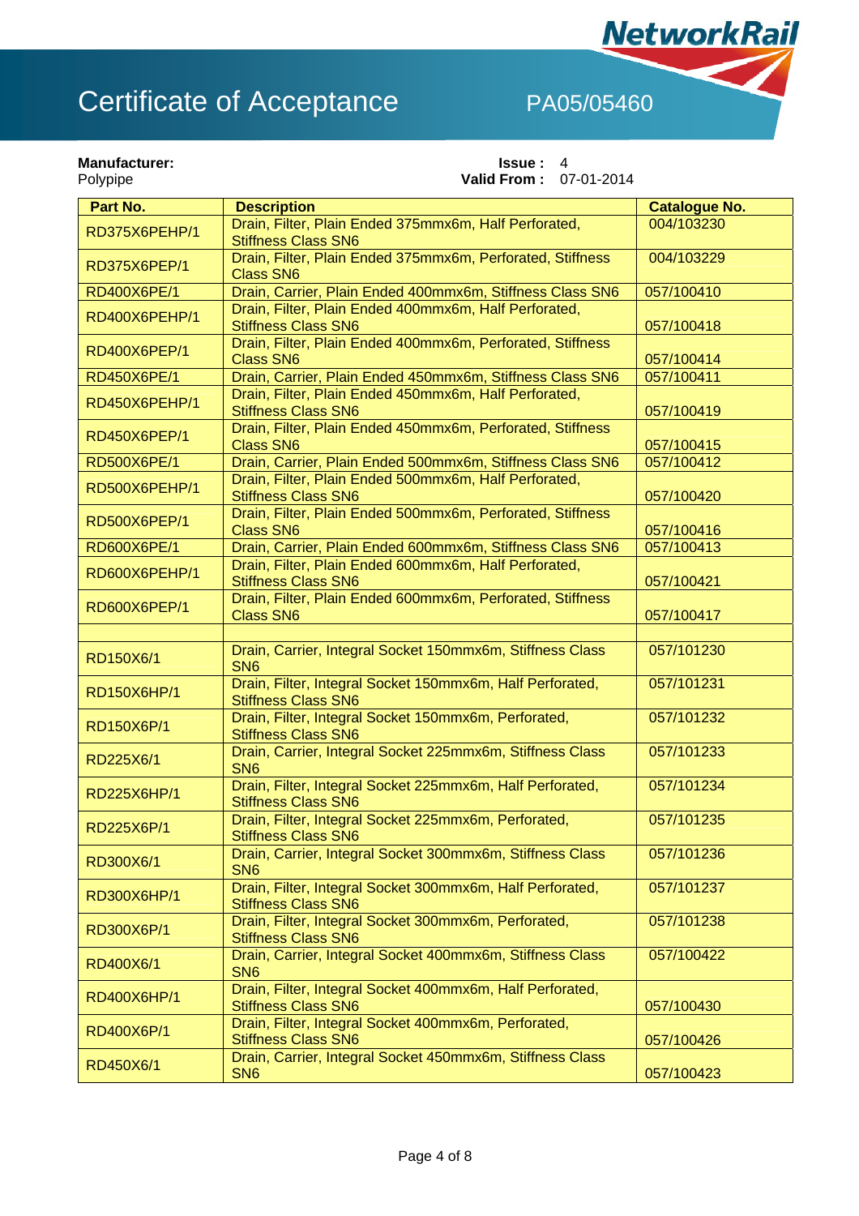# Certificate of Acceptance PA05/05460

**Manufacturer:**
Polypipe

**Issue :** 4
**Valid From :** 07-01-2014

| Part No. | Description | Catalogue No. |
|---|---|---|
| RD375X6PEHP/1 | Drain, Filter, Plain Ended 375mmx6m, Half Perforated, Stiffness Class SN6 | 004/103230 |
| RD375X6PEP/1 | Drain, Filter, Plain Ended 375mmx6m, Perforated, Stiffness Class SN6 | 004/103229 |
| RD400X6PE/1 | Drain, Carrier, Plain Ended 400mmx6m, Stiffness Class SN6 | 057/100410 |
| RD400X6PEHP/1 | Drain, Filter, Plain Ended 400mmx6m, Half Perforated, Stiffness Class SN6 | 057/100418 |
| RD400X6PEP/1 | Drain, Filter, Plain Ended 400mmx6m, Perforated, Stiffness Class SN6 | 057/100414 |
| RD450X6PE/1 | Drain, Carrier, Plain Ended 450mmx6m, Stiffness Class SN6 | 057/100411 |
| RD450X6PEHP/1 | Drain, Filter, Plain Ended 450mmx6m, Half Perforated, Stiffness Class SN6 | 057/100419 |
| RD450X6PEP/1 | Drain, Filter, Plain Ended 450mmx6m, Perforated, Stiffness Class SN6 | 057/100415 |
| RD500X6PE/1 | Drain, Carrier, Plain Ended 500mmx6m, Stiffness Class SN6 | 057/100412 |
| RD500X6PEHP/1 | Drain, Filter, Plain Ended 500mmx6m, Half Perforated, Stiffness Class SN6 | 057/100420 |
| RD500X6PEP/1 | Drain, Filter, Plain Ended 500mmx6m, Perforated, Stiffness Class SN6 | 057/100416 |
| RD600X6PE/1 | Drain, Carrier, Plain Ended 600mmx6m, Stiffness Class SN6 | 057/100413 |
| RD600X6PEHP/1 | Drain, Filter, Plain Ended 600mmx6m, Half Perforated, Stiffness Class SN6 | 057/100421 |
| RD600X6PEP/1 | Drain, Filter, Plain Ended 600mmx6m, Perforated, Stiffness Class SN6 | 057/100417 |
| | | |
| RD150X6/1 | Drain, Carrier, Integral Socket 150mmx6m, Stiffness Class SN6 | 057/101230 |
| RD150X6HP/1 | Drain, Filter, Integral Socket 150mmx6m, Half Perforated, Stiffness Class SN6 | 057/101231 |
| RD150X6P/1 | Drain, Filter, Integral Socket 150mmx6m, Perforated, Stiffness Class SN6 | 057/101232 |
| RD225X6/1 | Drain, Carrier, Integral Socket 225mmx6m, Stiffness Class SN6 | 057/101233 |
| RD225X6HP/1 | Drain, Filter, Integral Socket 225mmx6m, Half Perforated, Stiffness Class SN6 | 057/101234 |
| RD225X6P/1 | Drain, Filter, Integral Socket 225mmx6m, Perforated, Stiffness Class SN6 | 057/101235 |
| RD300X6/1 | Drain, Carrier, Integral Socket 300mmx6m, Stiffness Class SN6 | 057/101236 |
| RD300X6HP/1 | Drain, Filter, Integral Socket 300mmx6m, Half Perforated, Stiffness Class SN6 | 057/101237 |
| RD300X6P/1 | Drain, Filter, Integral Socket 300mmx6m, Perforated, Stiffness Class SN6 | 057/101238 |
| RD400X6/1 | Drain, Carrier, Integral Socket 400mmx6m, Stiffness Class SN6 | 057/100422 |
| RD400X6HP/1 | Drain, Filter, Integral Socket 400mmx6m, Half Perforated, Stiffness Class SN6 | 057/100430 |
| RD400X6P/1 | Drain, Filter, Integral Socket 400mmx6m, Perforated, Stiffness Class SN6 | 057/100426 |
| RD450X6/1 | Drain, Carrier, Integral Socket 450mmx6m, Stiffness Class SN6 | 057/100423 |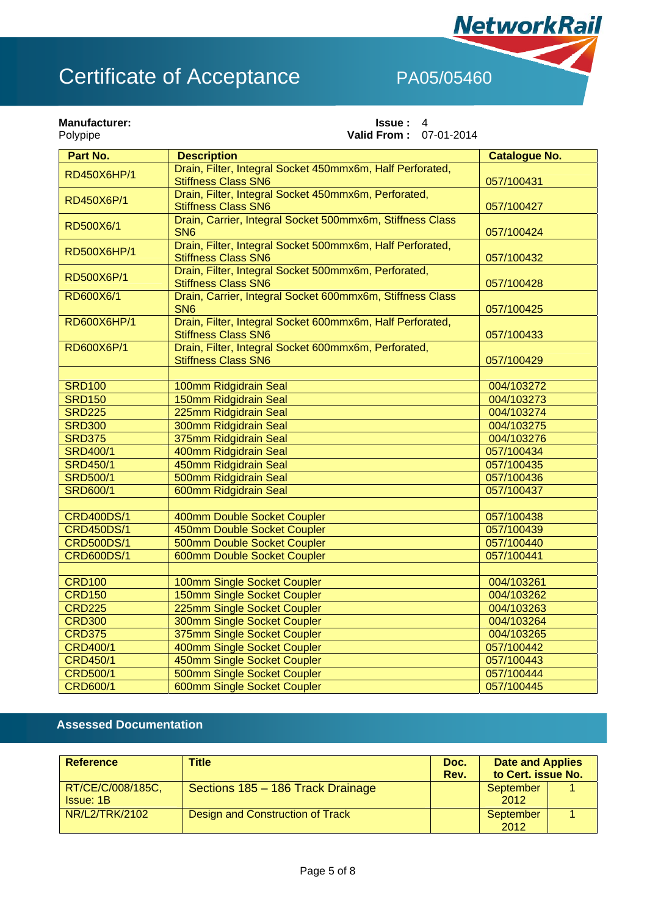# Certificate of Acceptance PA05/05460

**Manufacturer:**
Polypipe

**Issue :** 4
**Valid From :** 07-01-2014

| Part No. | Description | Catalogue No. |
|---|---|---|
| RD450X6HP/1 | Drain, Filter, Integral Socket 450mmx6m, Half Perforated, Stiffness Class SN6 | 057/100431 |
| RD450X6P/1 | Drain, Filter, Integral Socket 450mmx6m, Perforated, Stiffness Class SN6 | 057/100427 |
| RD500X6/1 | Drain, Carrier, Integral Socket 500mmx6m, Stiffness Class SN6 | 057/100424 |
| RD500X6HP/1 | Drain, Filter, Integral Socket 500mmx6m, Half Perforated, Stiffness Class SN6 | 057/100432 |
| RD500X6P/1 | Drain, Filter, Integral Socket 500mmx6m, Perforated, Stiffness Class SN6 | 057/100428 |
| RD600X6/1 | Drain, Carrier, Integral Socket 600mmx6m, Stiffness Class SN6 | 057/100425 |
| RD600X6HP/1 | Drain, Filter, Integral Socket 600mmx6m, Half Perforated, Stiffness Class SN6 | 057/100433 |
| RD600X6P/1 | Drain, Filter, Integral Socket 600mmx6m, Perforated, Stiffness Class SN6 | 057/100429 |
| | | |
| SRD100 | 100mm Ridgidrain Seal | 004/103272 |
| SRD150 | 150mm Ridgidrain Seal | 004/103273 |
| SRD225 | 225mm Ridgidrain Seal | 004/103274 |
| SRD300 | 300mm Ridgidrain Seal | 004/103275 |
| SRD375 | 375mm Ridgidrain Seal | 004/103276 |
| SRD400/1 | 400mm Ridgidrain Seal | 057/100434 |
| SRD450/1 | 450mm Ridgidrain Seal | 057/100435 |
| SRD500/1 | 500mm Ridgidrain Seal | 057/100436 |
| SRD600/1 | 600mm Ridgidrain Seal | 057/100437 |
| | | |
| CRD400DS/1 | 400mm Double Socket Coupler | 057/100438 |
| CRD450DS/1 | 450mm Double Socket Coupler | 057/100439 |
| CRD500DS/1 | 500mm Double Socket Coupler | 057/100440 |
| CRD600DS/1 | 600mm Double Socket Coupler | 057/100441 |
| | | |
| CRD100 | 100mm Single Socket Coupler | 004/103261 |
| CRD150 | 150mm Single Socket Coupler | 004/103262 |
| CRD225 | 225mm Single Socket Coupler | 004/103263 |
| CRD300 | 300mm Single Socket Coupler | 004/103264 |
| CRD375 | 375mm Single Socket Coupler | 004/103265 |
| CRD400/1 | 400mm Single Socket Coupler | 057/100442 |
| CRD450/1 | 450mm Single Socket Coupler | 057/100443 |
| CRD500/1 | 500mm Single Socket Coupler | 057/100444 |
| CRD600/1 | 600mm Single Socket Coupler | 057/100445 |

## Assessed Documentation

| Reference | Title | Doc. Rev. | Date and Applies to Cert. issue No. | |
|---|---|---|---|---|
| RT/CE/C/008/185C, Issue: 1B | Sections 185 – 186 Track Drainage | | September 2012 | 1 |
| NR/L2/TRK/2102 | Design and Construction of Track | | September 2012 | 1 |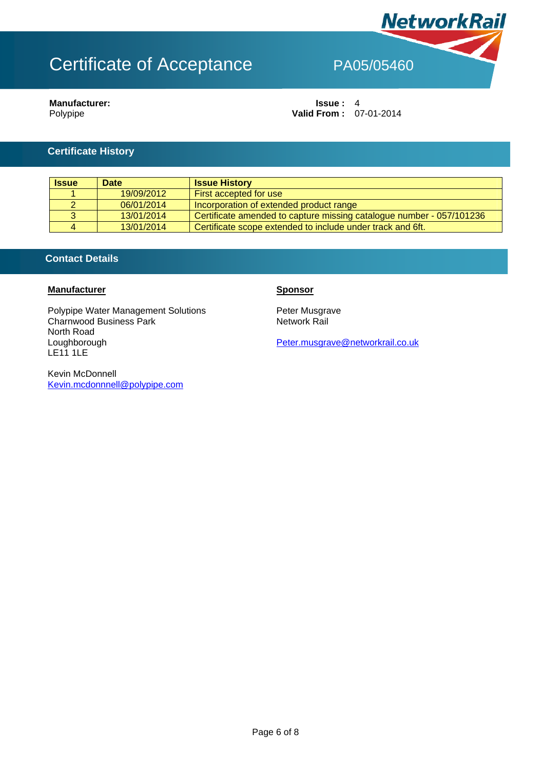# Certificate of Acceptance

PA05/05460

**Manufacturer:**
Polypipe

**Issue :** 4
**Valid From :** 07-01-2014

## Certificate History

| Issue | Date | Issue History |
|---|---|---|
| 1 | 19/09/2012 | First accepted for use |
| 2 | 06/01/2014 | Incorporation of extended product range |
| 3 | 13/01/2014 | Certificate amended to capture missing catalogue number - 057/101236 |
| 4 | 13/01/2014 | Certificate scope extended to include under track and 6ft. |

## Contact Details

**Manufacturer**

Polypipe Water Management Solutions
Charnwood Business Park
North Road
Loughborough
LE11 1LE

Kevin McDonnell
Kevin.mcdonnnell@polypipe.com

**Sponsor**

Peter Musgrave
Network Rail

Peter.musgrave@networkrail.co.uk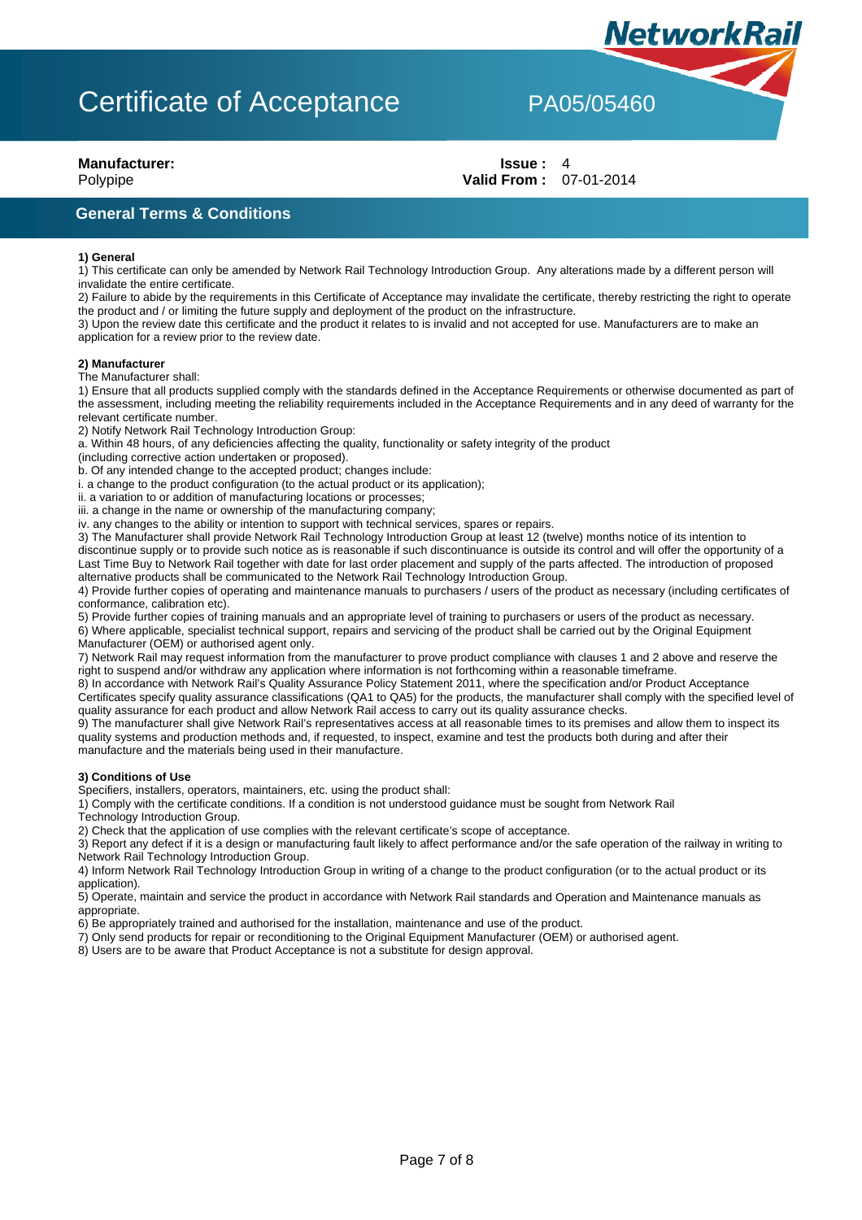# Certificate of Acceptance

PA05/05460

**Manufacturer:**
Polypipe

**Issue :** 4
**Valid From :** 07-01-2014

## General Terms & Conditions

**1) General**

1) This certificate can only be amended by Network Rail Technology Introduction Group. Any alterations made by a different person will invalidate the entire certificate.

2) Failure to abide by the requirements in this Certificate of Acceptance may invalidate the certificate, thereby restricting the right to operate the product and / or limiting the future supply and deployment of the product on the infrastructure.

3) Upon the review date this certificate and the product it relates to is invalid and not accepted for use. Manufacturers are to make an application for a review prior to the review date.

**2) Manufacturer**

The Manufacturer shall:

1) Ensure that all products supplied comply with the standards defined in the Acceptance Requirements or otherwise documented as part of the assessment, including meeting the reliability requirements included in the Acceptance Requirements and in any deed of warranty for the relevant certificate number.

2) Notify Network Rail Technology Introduction Group:

a. Within 48 hours, of any deficiencies affecting the quality, functionality or safety integrity of the product (including corrective action undertaken or proposed).

b. Of any intended change to the accepted product; changes include:

i. a change to the product configuration (to the actual product or its application);

ii. a variation to or addition of manufacturing locations or processes;

iii. a change in the name or ownership of the manufacturing company;

iv. any changes to the ability or intention to support with technical services, spares or repairs.

3) The Manufacturer shall provide Network Rail Technology Introduction Group at least 12 (twelve) months notice of its intention to discontinue supply or to provide such notice as is reasonable if such discontinuance is outside its control and will offer the opportunity of a Last Time Buy to Network Rail together with date for last order placement and supply of the parts affected. The introduction of proposed alternative products shall be communicated to the Network Rail Technology Introduction Group.

4) Provide further copies of operating and maintenance manuals to purchasers / users of the product as necessary (including certificates of conformance, calibration etc).

5) Provide further copies of training manuals and an appropriate level of training to purchasers or users of the product as necessary.

6) Where applicable, specialist technical support, repairs and servicing of the product shall be carried out by the Original Equipment Manufacturer (OEM) or authorised agent only.

7) Network Rail may request information from the manufacturer to prove product compliance with clauses 1 and 2 above and reserve the right to suspend and/or withdraw any application where information is not forthcoming within a reasonable timeframe.

8) In accordance with Network Rail's Quality Assurance Policy Statement 2011, where the specification and/or Product Acceptance Certificates specify quality assurance classifications (QA1 to QA5) for the products, the manufacturer shall comply with the specified level of quality assurance for each product and allow Network Rail access to carry out its quality assurance checks.

9) The manufacturer shall give Network Rail's representatives access at all reasonable times to its premises and allow them to inspect its quality systems and production methods and, if requested, to inspect, examine and test the products both during and after their manufacture and the materials being used in their manufacture.

**3) Conditions of Use**

Specifiers, installers, operators, maintainers, etc. using the product shall:

1) Comply with the certificate conditions. If a condition is not understood guidance must be sought from Network Rail Technology Introduction Group.

2) Check that the application of use complies with the relevant certificate's scope of acceptance.

3) Report any defect if it is a design or manufacturing fault likely to affect performance and/or the safe operation of the railway in writing to Network Rail Technology Introduction Group.

4) Inform Network Rail Technology Introduction Group in writing of a change to the product configuration (or to the actual product or its application).

5) Operate, maintain and service the product in accordance with Network Rail standards and Operation and Maintenance manuals as appropriate.

6) Be appropriately trained and authorised for the installation, maintenance and use of the product.

7) Only send products for repair or reconditioning to the Original Equipment Manufacturer (OEM) or authorised agent.

8) Users are to be aware that Product Acceptance is not a substitute for design approval.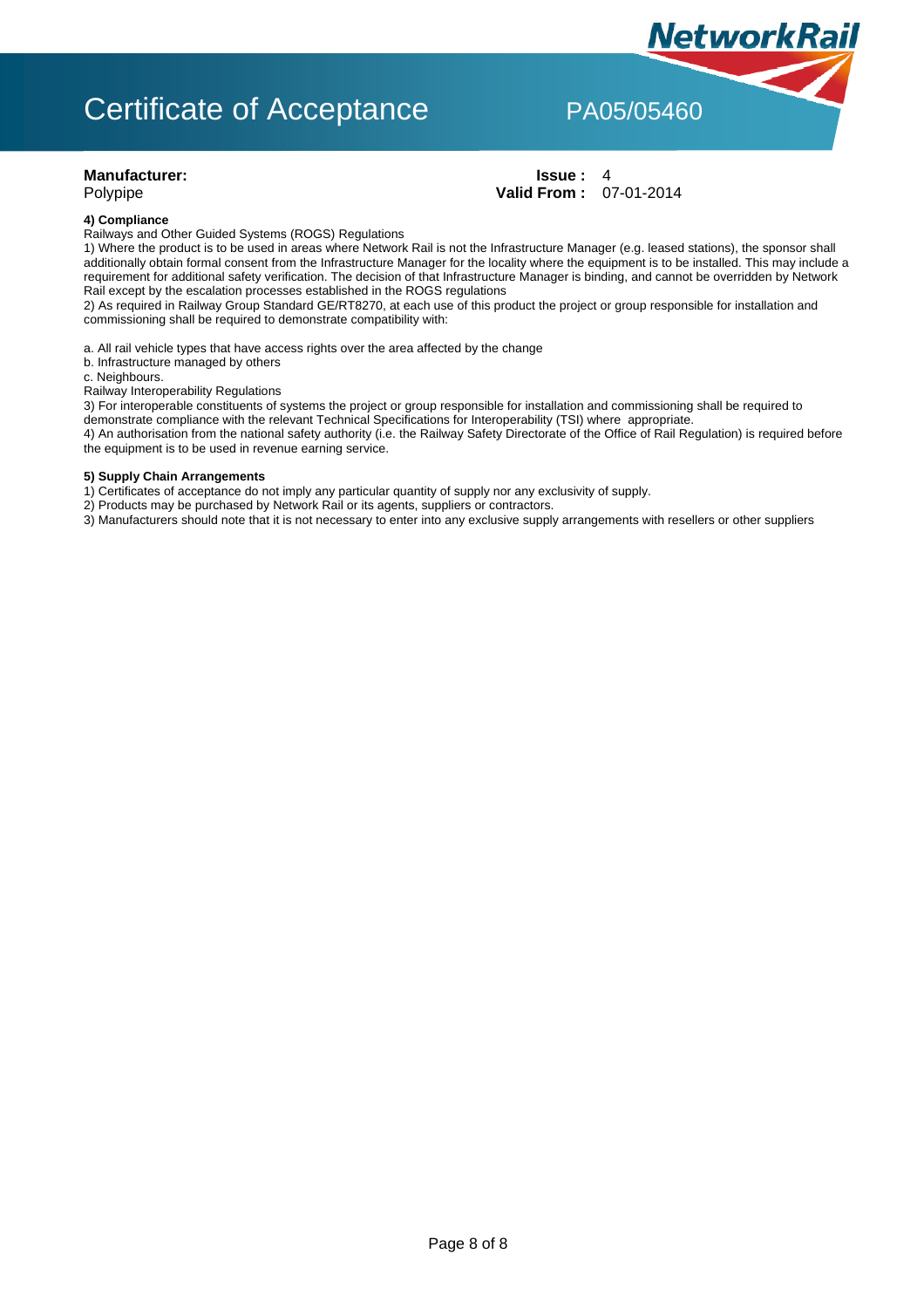# Certificate of Acceptance PA05/05460

**Manufacturer:**
Polypipe

**Issue :** 4
**Valid From :** 07-01-2014

**4) Compliance**

Railways and Other Guided Systems (ROGS) Regulations

1) Where the product is to be used in areas where Network Rail is not the Infrastructure Manager (e.g. leased stations), the sponsor shall additionally obtain formal consent from the Infrastructure Manager for the locality where the equipment is to be installed. This may include a requirement for additional safety verification. The decision of that Infrastructure Manager is binding, and cannot be overridden by Network Rail except by the escalation processes established in the ROGS regulations

2) As required in Railway Group Standard GE/RT8270, at each use of this product the project or group responsible for installation and commissioning shall be required to demonstrate compatibility with:

a. All rail vehicle types that have access rights over the area affected by the change
b. Infrastructure managed by others
c. Neighbours.

Railway Interoperability Regulations

3) For interoperable constituents of systems the project or group responsible for installation and commissioning shall be required to demonstrate compliance with the relevant Technical Specifications for Interoperability (TSI) where appropriate.

4) An authorisation from the national safety authority (i.e. the Railway Safety Directorate of the Office of Rail Regulation) is required before the equipment is to be used in revenue earning service.

**5) Supply Chain Arrangements**

1) Certificates of acceptance do not imply any particular quantity of supply nor any exclusivity of supply.
2) Products may be purchased by Network Rail or its agents, suppliers or contractors.
3) Manufacturers should note that it is not necessary to enter into any exclusive supply arrangements with resellers or other suppliers